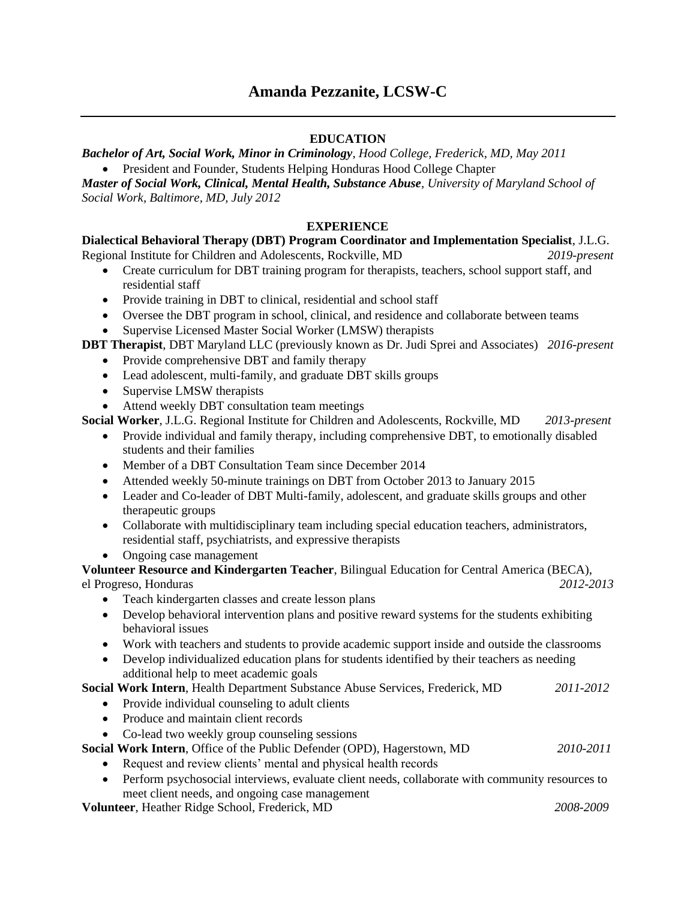# Amanda Pezzanite, LCSW-C

---

## EDUCATION

***Bachelor of Art, Social Work, Minor in Criminology**, Hood College, Frederick, MD, May 2011*

- President and Founder, Students Helping Honduras Hood College Chapter

***Master of Social Work, Clinical, Mental Health, Substance Abuse**, University of Maryland School of Social Work, Baltimore, MD, July 2012*

## EXPERIENCE

**Dialectical Behavioral Therapy (DBT) Program Coordinator and Implementation Specialist**, J.L.G. Regional Institute for Children and Adolescents, Rockville, MD *2019-present*

- Create curriculum for DBT training program for therapists, teachers, school support staff, and residential staff
- Provide training in DBT to clinical, residential and school staff
- Oversee the DBT program in school, clinical, and residence and collaborate between teams
- Supervise Licensed Master Social Worker (LMSW) therapists

**DBT Therapist**, DBT Maryland LLC (previously known as Dr. Judi Sprei and Associates) *2016-present*

- Provide comprehensive DBT and family therapy
- Lead adolescent, multi-family, and graduate DBT skills groups
- Supervise LMSW therapists
- Attend weekly DBT consultation team meetings

**Social Worker**, J.L.G. Regional Institute for Children and Adolescents, Rockville, MD *2013-present*

- Provide individual and family therapy, including comprehensive DBT, to emotionally disabled students and their families
- Member of a DBT Consultation Team since December 2014
- Attended weekly 50-minute trainings on DBT from October 2013 to January 2015
- Leader and Co-leader of DBT Multi-family, adolescent, and graduate skills groups and other therapeutic groups
- Collaborate with multidisciplinary team including special education teachers, administrators, residential staff, psychiatrists, and expressive therapists
- Ongoing case management

**Volunteer Resource and Kindergarten Teacher**, Bilingual Education for Central America (BECA), el Progreso, Honduras *2012-2013*

- Teach kindergarten classes and create lesson plans
- Develop behavioral intervention plans and positive reward systems for the students exhibiting behavioral issues
- Work with teachers and students to provide academic support inside and outside the classrooms
- Develop individualized education plans for students identified by their teachers as needing additional help to meet academic goals

**Social Work Intern**, Health Department Substance Abuse Services, Frederick, MD *2011-2012*

- Provide individual counseling to adult clients
- Produce and maintain client records
- Co-lead two weekly group counseling sessions

**Social Work Intern**, Office of the Public Defender (OPD), Hagerstown, MD *2010-2011*

- Request and review clients' mental and physical health records
- Perform psychosocial interviews, evaluate client needs, collaborate with community resources to meet client needs, and ongoing case management

**Volunteer**, Heather Ridge School, Frederick, MD *2008-2009*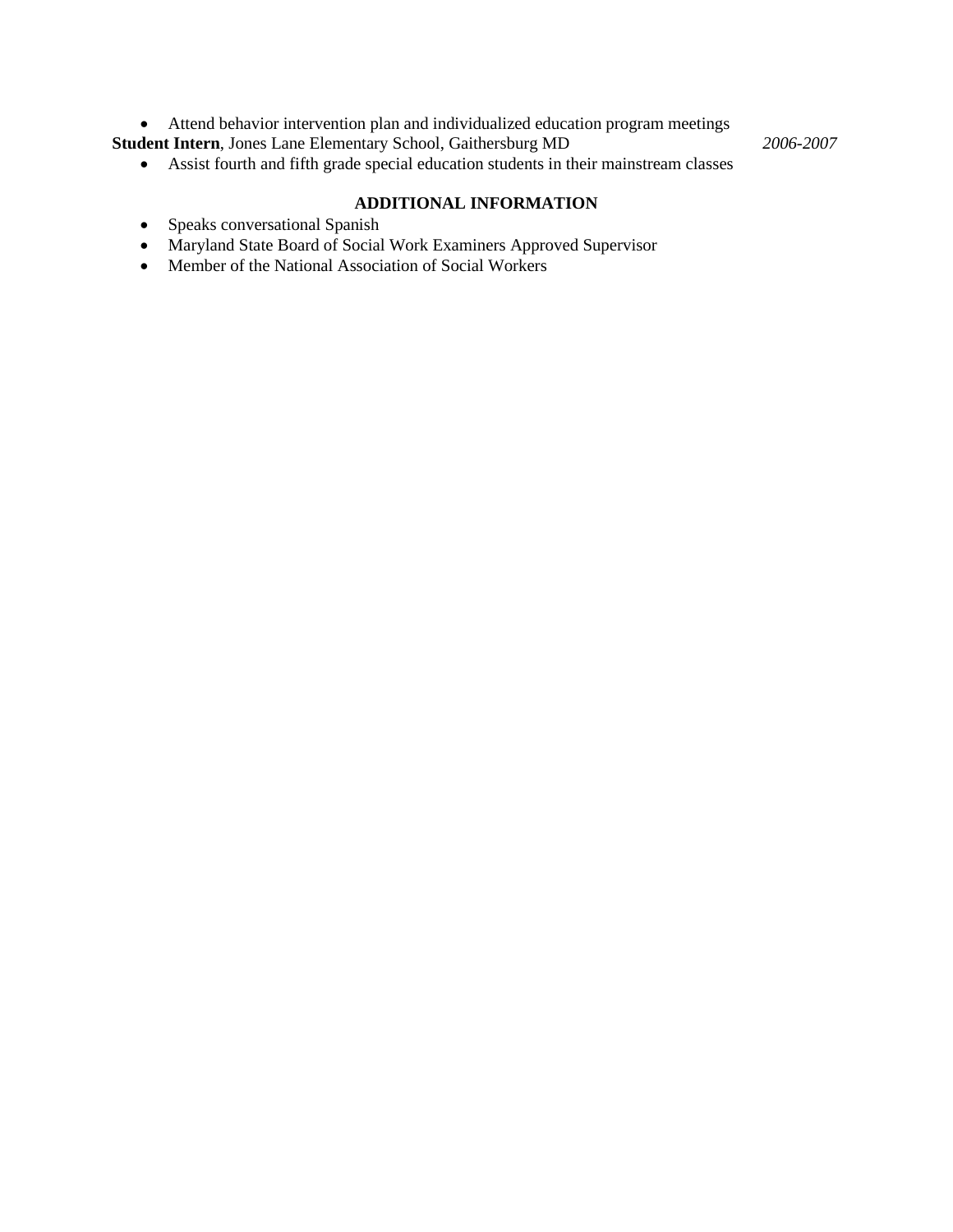- Attend behavior intervention plan and individualized education program meetings

**Student Intern**, Jones Lane Elementary School, Gaithersburg MD *2006-2007*

- Assist fourth and fifth grade special education students in their mainstream classes

## ADDITIONAL INFORMATION

- Speaks conversational Spanish
- Maryland State Board of Social Work Examiners Approved Supervisor
- Member of the National Association of Social Workers